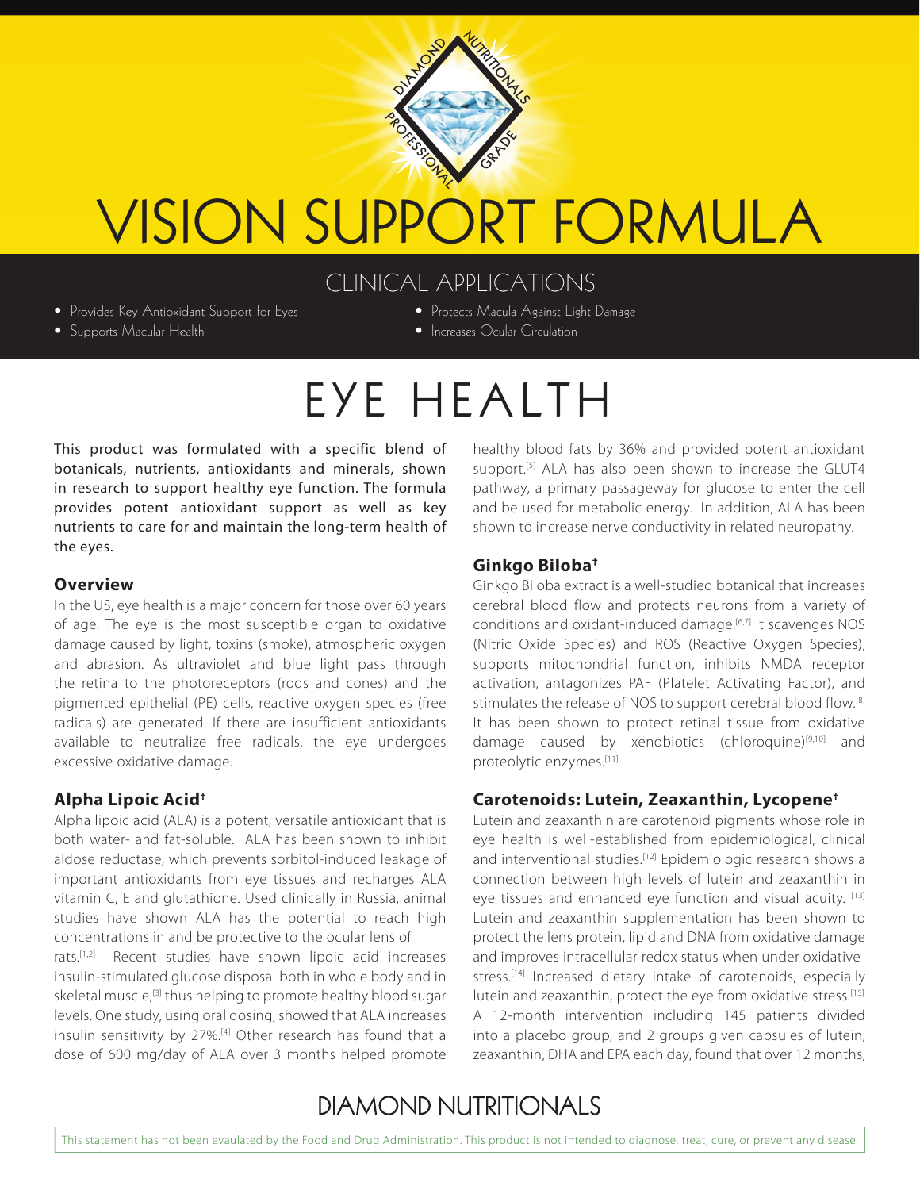# VISION SUPPORT FORMULA

## CLINICAL APPLICATIONS

- Provides Key Antioxidant Support for Eyes
- Supports Macular Health
- Protects Macula Against Light Damage
- Increases Ocular Circulation

# EYE HEALTH

This product was formulated with a specific blend of botanicals, nutrients, antioxidants and minerals, shown in research to support healthy eye function. The formula provides potent antioxidant support as well as key nutrients to care for and maintain the long-term health of the eyes.

### Overview

In the US, eye health is a major concern for those over 60 years of age. The eye is the most susceptible organ to oxidative damage caused by light, toxins (smoke), atmospheric oxygen and abrasion. As ultraviolet and blue light pass through the retina to the photoreceptors (rods and cones) and the pigmented epithelial (PE) cells, reactive oxygen species (free radicals) are generated. If there are insufficient antioxidants available to neutralize free radicals, the eye undergoes excessive oxidative damage.

### Alpha Lipoic Acid†

Alpha lipoic acid (ALA) is a potent, versatile antioxidant that is both water- and fat-soluble. ALA has been shown to inhibit aldose reductase, which prevents sorbitol-induced leakage of important antioxidants from eye tissues and recharges ALA vitamin C, E and glutathione. Used clinically in Russia, animal studies have shown ALA has the potential to reach high concentrations in and be protective to the ocular lens of rats.[1,2] Recent studies have shown lipoic acid increases insulin-stimulated glucose disposal both in whole body and in skeletal muscle,[3] thus helping to promote healthy blood sugar levels. One study, using oral dosing, showed that ALA increases insulin sensitivity by 27%.[4] Other research has found that a dose of 600 mg/day of ALA over 3 months helped promote healthy blood fats by 36% and provided potent antioxidant support.[5] ALA has also been shown to increase the GLUT4 pathway, a primary passageway for glucose to enter the cell and be used for metabolic energy. In addition, ALA has been shown to increase nerve conductivity in related neuropathy.

### Ginkgo Biloba†

Ginkgo Biloba extract is a well-studied botanical that increases cerebral blood flow and protects neurons from a variety of conditions and oxidant-induced damage.[6,7] It scavenges NOS (Nitric Oxide Species) and ROS (Reactive Oxygen Species), supports mitochondrial function, inhibits NMDA receptor activation, antagonizes PAF (Platelet Activating Factor), and stimulates the release of NOS to support cerebral blood flow.[8] It has been shown to protect retinal tissue from oxidative damage caused by xenobiotics (chloroquine)[9,10] and proteolytic enzymes.[11]

### Carotenoids: Lutein, Zeaxanthin, Lycopene†

Lutein and zeaxanthin are carotenoid pigments whose role in eye health is well-established from epidemiological, clinical and interventional studies.[12] Epidemiologic research shows a connection between high levels of lutein and zeaxanthin in eye tissues and enhanced eye function and visual acuity.[13] Lutein and zeaxanthin supplementation has been shown to protect the lens protein, lipid and DNA from oxidative damage and improves intracellular redox status when under oxidative stress.[14] Increased dietary intake of carotenoids, especially lutein and zeaxanthin, protect the eye from oxidative stress.[15] A 12-month intervention including 145 patients divided into a placebo group, and 2 groups given capsules of lutein, zeaxanthin, DHA and EPA each day, found that over 12 months,

DIAMOND NUTRITIONALS

This statement has not been evaulated by the Food and Drug Administration. This product is not intended to diagnose, treat, cure, or prevent any disease.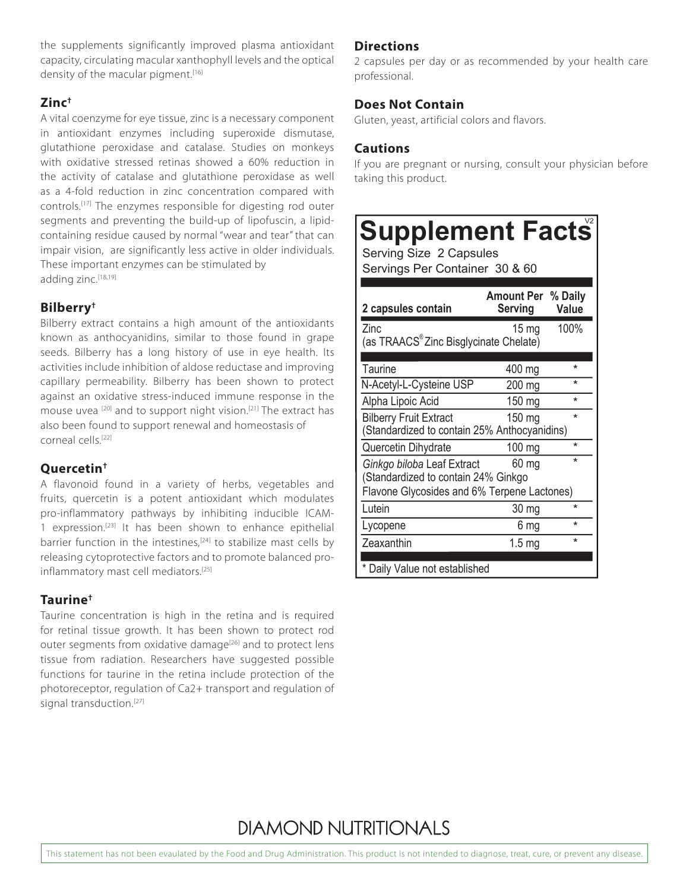the supplements significantly improved plasma antioxidant capacity, circulating macular xanthophyll levels and the optical density of the macular pigment.[16]

### Zinc†

A vital coenzyme for eye tissue, zinc is a necessary component in antioxidant enzymes including superoxide dismutase, glutathione peroxidase and catalase. Studies on monkeys with oxidative stressed retinas showed a 60% reduction in the activity of catalase and glutathione peroxidase as well as a 4-fold reduction in zinc concentration compared with controls.[17] The enzymes responsible for digesting rod outer segments and preventing the build-up of lipofuscin, a lipid-containing residue caused by normal "wear and tear" that can impair vision, are significantly less active in older individuals. These important enzymes can be stimulated by adding zinc.[18,19]

### Bilberry†

Bilberry extract contains a high amount of the antioxidants known as anthocyanidins, similar to those found in grape seeds. Bilberry has a long history of use in eye health. Its activities include inhibition of aldose reductase and improving capillary permeability. Bilberry has been shown to protect against an oxidative stress-induced immune response in the mouse uvea [20] and to support night vision.[21] The extract has also been found to support renewal and homeostasis of corneal cells.[22]

### Quercetin†

A flavonoid found in a variety of herbs, vegetables and fruits, quercetin is a potent antioxidant which modulates pro-inflammatory pathways by inhibiting inducible ICAM-1 expression.[23] It has been shown to enhance epithelial barrier function in the intestines,[24] to stabilize mast cells by releasing cytoprotective factors and to promote balanced pro-inflammatory mast cell mediators.[25]

### Taurine†

Taurine concentration is high in the retina and is required for retinal tissue growth. It has been shown to protect rod outer segments from oxidative damage[26] and to protect lens tissue from radiation. Researchers have suggested possible functions for taurine in the retina include protection of the photoreceptor, regulation of $Ca^{2+}$ transport and regulation of signal transduction.[27]

### Directions

2 capsules per day or as recommended by your health care professional.

### Does Not Contain

Gluten, yeast, artificial colors and flavors.

### Cautions

If you are pregnant or nursing, consult your physician before taking this product.

## Supplement Facts

V2

Serving Size 2 Capsules
Servings Per Container 30 & 60

| 2 capsules contain | Amount Per Serving | % Daily Value |
|---|---|---|
| Zinc (as TRAACS® Zinc Bisglycinate Chelate) | 15 mg | 100% |
| Taurine | 400 mg | * |
| N-Acetyl-L-Cysteine USP | 200 mg | * |
| Alpha Lipoic Acid | 150 mg | * |
| Bilberry Fruit Extract (Standardized to contain 25% Anthocyanidins) | 150 mg | * |
| Quercetin Dihydrate | 100 mg | * |
| *Ginkgo biloba* Leaf Extract (Standardized to contain 24% Ginkgo Flavone Glycosides and 6% Terpene Lactones) | 60 mg | * |
| Lutein | 30 mg | * |
| Lycopene | 6 mg | * |
| Zeaxanthin | 1.5 mg | * |

* Daily Value not established

DIAMOND NUTRITIONALS

This statement has not been evaulated by the Food and Drug Administration. This product is not intended to diagnose, treat, cure, or prevent any disease.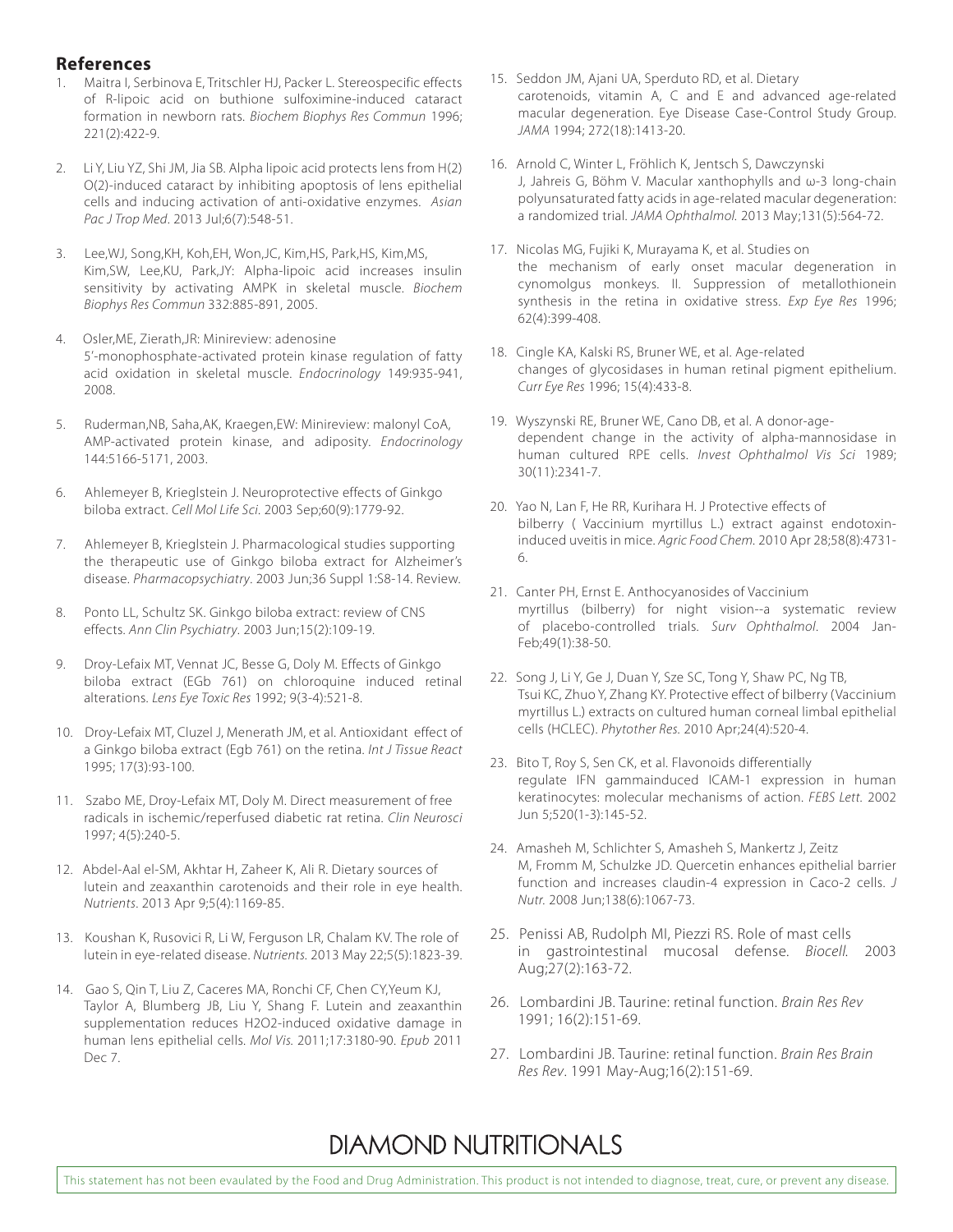## References

1. Maitra I, Serbinova E, Tritschler HJ, Packer L. Stereospecific effects of R-lipoic acid on buthione sulfoximine-induced cataract formation in newborn rats. *Biochem Biophys Res Commun* 1996; 221(2):422-9.

2. Li Y, Liu YZ, Shi JM, Jia SB. Alpha lipoic acid protects lens from H(2) O(2)-induced cataract by inhibiting apoptosis of lens epithelial cells and inducing activation of anti-oxidative enzymes. *Asian Pac J Trop Med*. 2013 Jul;6(7):548-51.

3. Lee,WJ, Song,KH, Koh,EH, Won,JC, Kim,HS, Park,HS, Kim,MS, Kim,SW, Lee,KU, Park,JY: Alpha-lipoic acid increases insulin sensitivity by activating AMPK in skeletal muscle. *Biochem Biophys Res Commun* 332:885-891, 2005.

4. Osler,ME, Zierath,JR: Minireview: adenosine 5'-monophosphate-activated protein kinase regulation of fatty acid oxidation in skeletal muscle. *Endocrinology* 149:935-941, 2008.

5. Ruderman,NB, Saha,AK, Kraegen,EW: Minireview: malonyl CoA, AMP-activated protein kinase, and adiposity. *Endocrinology* 144:5166-5171, 2003.

6. Ahlemeyer B, Krieglstein J. Neuroprotective effects of Ginkgo biloba extract. *Cell Mol Life Sci*. 2003 Sep;60(9):1779-92.

7. Ahlemeyer B, Krieglstein J. Pharmacological studies supporting the therapeutic use of Ginkgo biloba extract for Alzheimer's disease. *Pharmacopsychiatry*. 2003 Jun;36 Suppl 1:S8-14. Review.

8. Ponto LL, Schultz SK. Ginkgo biloba extract: review of CNS effects. *Ann Clin Psychiatry*. 2003 Jun;15(2):109-19.

9. Droy-Lefaix MT, Vennat JC, Besse G, Doly M. Effects of Ginkgo biloba extract (EGb 761) on chloroquine induced retinal alterations. *Lens Eye Toxic Res* 1992; 9(3-4):521-8.

10. Droy-Lefaix MT, Cluzel J, Menerath JM, et al. Antioxidant effect of a Ginkgo biloba extract (Egb 761) on the retina. *Int J Tissue React* 1995; 17(3):93-100.

11. Szabo ME, Droy-Lefaix MT, Doly M. Direct measurement of free radicals in ischemic/reperfused diabetic rat retina. *Clin Neurosci* 1997; 4(5):240-5.

12. Abdel-Aal el-SM, Akhtar H, Zaheer K, Ali R. Dietary sources of lutein and zeaxanthin carotenoids and their role in eye health. *Nutrients*. 2013 Apr 9;5(4):1169-85.

13. Koushan K, Rusovici R, Li W, Ferguson LR, Chalam KV. The role of lutein in eye-related disease. *Nutrients*. 2013 May 22;5(5):1823-39.

14. Gao S, Qin T, Liu Z, Caceres MA, Ronchi CF, Chen CY,Yeum KJ, Taylor A, Blumberg JB, Liu Y, Shang F. Lutein and zeaxanthin supplementation reduces H2O2-induced oxidative damage in human lens epithelial cells. *Mol Vis*. 2011;17:3180-90. *Epub* 2011 Dec 7.

15. Seddon JM, Ajani UA, Sperduto RD, et al. Dietary carotenoids, vitamin A, C and E and advanced age-related macular degeneration. Eye Disease Case-Control Study Group. *JAMA* 1994; 272(18):1413-20.

16. Arnold C, Winter L, Fröhlich K, Jentsch S, Dawczynski J, Jahreis G, Böhm V. Macular xanthophylls and ω-3 long-chain polyunsaturated fatty acids in age-related macular degeneration: a randomized trial. *JAMA Ophthalmol*. 2013 May;131(5):564-72.

17. Nicolas MG, Fujiki K, Murayama K, et al. Studies on the mechanism of early onset macular degeneration in cynomolgus monkeys. II. Suppression of metallothionein synthesis in the retina in oxidative stress. *Exp Eye Res* 1996; 62(4):399-408.

18. Cingle KA, Kalski RS, Bruner WE, et al. Age-related changes of glycosidases in human retinal pigment epithelium. *Curr Eye Res* 1996; 15(4):433-8.

19. Wyszynski RE, Bruner WE, Cano DB, et al. A donor-age-dependent change in the activity of alpha-mannosidase in human cultured RPE cells. *Invest Ophthalmol Vis Sci* 1989; 30(11):2341-7.

20. Yao N, Lan F, He RR, Kurihara H. J Protective effects of bilberry ( Vaccinium myrtillus L.) extract against endotoxin-induced uveitis in mice. *Agric Food Chem*. 2010 Apr 28;58(8):4731-6.

21. Canter PH, Ernst E. Anthocyanosides of Vaccinium myrtillus (bilberry) for night vision--a systematic review of placebo-controlled trials. *Surv Ophthalmol*. 2004 Jan-Feb;49(1):38-50.

22. Song J, Li Y, Ge J, Duan Y, Sze SC, Tong Y, Shaw PC, Ng TB, Tsui KC, Zhuo Y, Zhang KY. Protective effect of bilberry (Vaccinium myrtillus L.) extracts on cultured human corneal limbal epithelial cells (HCLEC). *Phytother Res*. 2010 Apr;24(4):520-4.

23. Bito T, Roy S, Sen CK, et al. Flavonoids differentially regulate IFN gammainduced ICAM-1 expression in human keratinocytes: molecular mechanisms of action. *FEBS Lett*. 2002 Jun 5;520(1-3):145-52.

24. Amasheh M, Schlichter S, Amasheh S, Mankertz J, Zeitz M, Fromm M, Schulzke JD. Quercetin enhances epithelial barrier function and increases claudin-4 expression in Caco-2 cells. *J Nutr*. 2008 Jun;138(6):1067-73.

25. Penissi AB, Rudolph MI, Piezzi RS. Role of mast cells in gastrointestinal mucosal defense. *Biocell*. 2003 Aug;27(2):163-72.

26. Lombardini JB. Taurine: retinal function. *Brain Res Rev* 1991; 16(2):151-69.

27. Lombardini JB. Taurine: retinal function. *Brain Res Brain Res Rev*. 1991 May-Aug;16(2):151-69.

DIAMOND NUTRITIONALS

This statement has not been evaulated by the Food and Drug Administration. This product is not intended to diagnose, treat, cure, or prevent any disease.